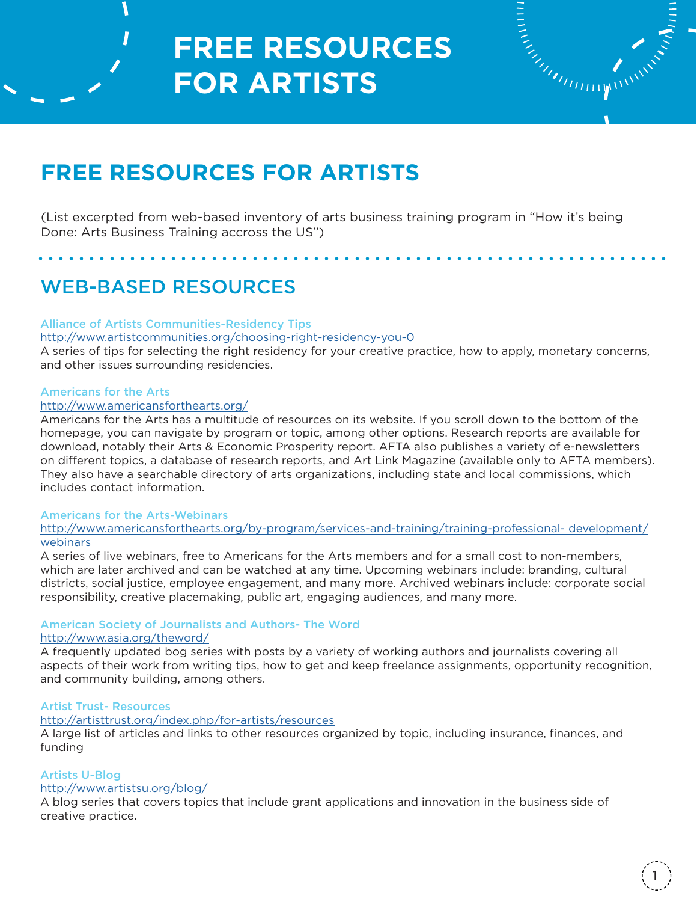# FREE RESOURCES FOR ARTISTS

## FREE RESOURCES FOR ARTISTS

(List excerpted from web-based inventory of arts business training program in "How it's being Done: Arts Business Training accross the US")

## WEB-BASED RESOURCES

### Alliance of Artists Communities-Residency Tips

http://www.artistcommunities.org/choosing-right-residency-you-0

A series of tips for selecting the right residency for your creative practice, how to apply, monetary concerns, and other issues surrounding residencies.

### Americans for the Arts

http://www.americansforthearts.org/

Americans for the Arts has a multitude of resources on its website. If you scroll down to the bottom of the homepage, you can navigate by program or topic, among other options. Research reports are available for download, notably their Arts & Economic Prosperity report. AFTA also publishes a variety of e-newsletters on different topics, a database of research reports, and Art Link Magazine (available only to AFTA members). They also have a searchable directory of arts organizations, including state and local commissions, which includes contact information.

### Americans for the Arts-Webinars

http://www.americansforthearts.org/by-program/services-and-training/training-professional- development/webinars

A series of live webinars, free to Americans for the Arts members and for a small cost to non-members, which are later archived and can be watched at any time. Upcoming webinars include: branding, cultural districts, social justice, employee engagement, and many more. Archived webinars include: corporate social responsibility, creative placemaking, public art, engaging audiences, and many more.

### American Society of Journalists and Authors- The Word

http://www.asja.org/theword/

A frequently updated bog series with posts by a variety of working authors and journalists covering all aspects of their work from writing tips, how to get and keep freelance assignments, opportunity recognition, and community building, among others.

### Artist Trust- Resources

http://artisttrust.org/index.php/for-artists/resources

A large list of articles and links to other resources organized by topic, including insurance, finances, and funding

### Artists U-Blog

http://www.artistsu.org/blog/

A blog series that covers topics that include grant applications and innovation in the business side of creative practice.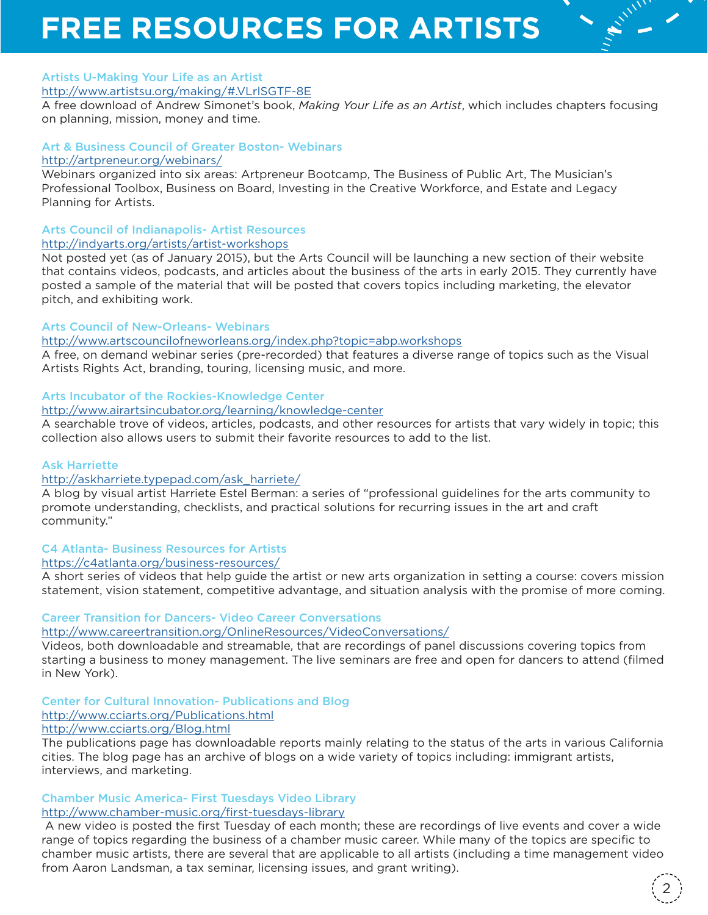# FREE RESOURCES FOR ARTISTS

### Artists U-Making Your Life as an Artist

http://www.artistsu.org/making/#.VLrlSGTF-8E

A free download of Andrew Simonet's book, *Making Your Life as an Artist*, which includes chapters focusing on planning, mission, money and time.

### Art & Business Council of Greater Boston- Webinars

http://artpreneur.org/webinars/

Webinars organized into six areas: Artpreneur Bootcamp, The Business of Public Art, The Musician's Professional Toolbox, Business on Board, Investing in the Creative Workforce, and Estate and Legacy Planning for Artists.

### Arts Council of Indianapolis- Artist Resources

http://indyarts.org/artists/artist-workshops

Not posted yet (as of January 2015), but the Arts Council will be launching a new section of their website that contains videos, podcasts, and articles about the business of the arts in early 2015. They currently have posted a sample of the material that will be posted that covers topics including marketing, the elevator pitch, and exhibiting work.

### Arts Council of New-Orleans- Webinars

http://www.artscouncilofneworleans.org/index.php?topic=abp.workshops

A free, on demand webinar series (pre-recorded) that features a diverse range of topics such as the Visual Artists Rights Act, branding, touring, licensing music, and more.

### Arts Incubator of the Rockies-Knowledge Center

http://www.airartsincubator.org/learning/knowledge-center

A searchable trove of videos, articles, podcasts, and other resources for artists that vary widely in topic; this collection also allows users to submit their favorite resources to add to the list.

### Ask Harriette

http://askharriete.typepad.com/ask_harriete/

A blog by visual artist Harriete Estel Berman: a series of "professional guidelines for the arts community to promote understanding, checklists, and practical solutions for recurring issues in the art and craft community."

### C4 Atlanta- Business Resources for Artists

https://c4atlanta.org/business-resources/

A short series of videos that help guide the artist or new arts organization in setting a course: covers mission statement, vision statement, competitive advantage, and situation analysis with the promise of more coming.

### Career Transition for Dancers- Video Career Conversations

http://www.careertransition.org/OnlineResources/VideoConversations/

Videos, both downloadable and streamable, that are recordings of panel discussions covering topics from starting a business to money management. The live seminars are free and open for dancers to attend (filmed in New York).

### Center for Cultural Innovation- Publications and Blog

http://www.cciarts.org/Publications.html

http://www.cciarts.org/Blog.html

The publications page has downloadable reports mainly relating to the status of the arts in various California cities. The blog page has an archive of blogs on a wide variety of topics including: immigrant artists, interviews, and marketing.

### Chamber Music America- First Tuesdays Video Library

http://www.chamber-music.org/first-tuesdays-library

A new video is posted the first Tuesday of each month; these are recordings of live events and cover a wide range of topics regarding the business of a chamber music career. While many of the topics are specific to chamber music artists, there are several that are applicable to all artists (including a time management video from Aaron Landsman, a tax seminar, licensing issues, and grant writing).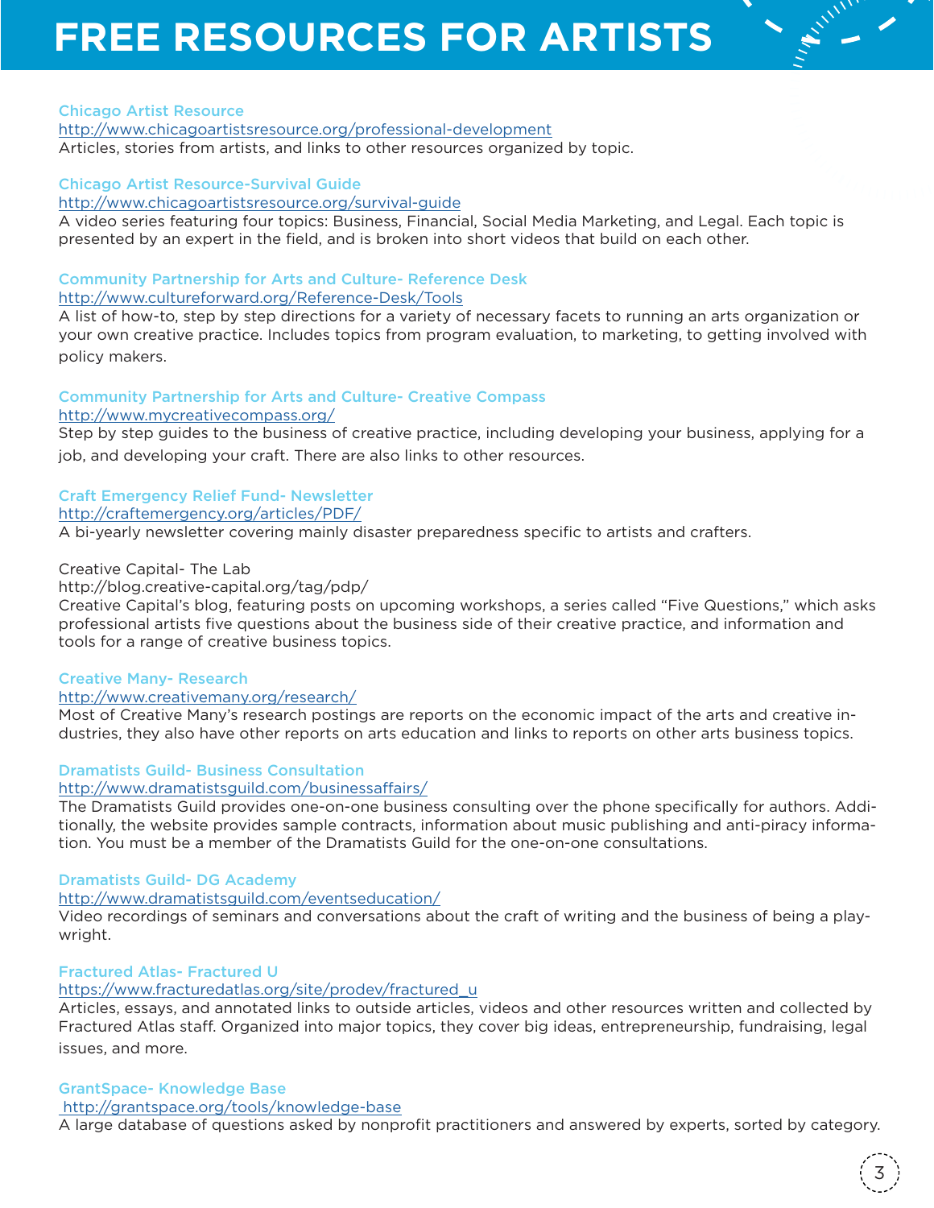# FREE RESOURCES FOR ARTISTS

### Chicago Artist Resource

http://www.chicagoartistsresource.org/professional-development

Articles, stories from artists, and links to other resources organized by topic.

### Chicago Artist Resource-Survival Guide

http://www.chicagoartistsresource.org/survival-guide

A video series featuring four topics: Business, Financial, Social Media Marketing, and Legal. Each topic is presented by an expert in the field, and is broken into short videos that build on each other.

### Community Partnership for Arts and Culture- Reference Desk

http://www.cultureforward.org/Reference-Desk/Tools

A list of how-to, step by step directions for a variety of necessary facets to running an arts organization or your own creative practice. Includes topics from program evaluation, to marketing, to getting involved with policy makers.

### Community Partnership for Arts and Culture- Creative Compass

http://www.mycreativecompass.org/

Step by step guides to the business of creative practice, including developing your business, applying for a job, and developing your craft. There are also links to other resources.

### Craft Emergency Relief Fund- Newsletter

http://craftemergency.org/articles/PDF/

A bi-yearly newsletter covering mainly disaster preparedness specific to artists and crafters.

Creative Capital- The Lab

http://blog.creative-capital.org/tag/pdp/

Creative Capital's blog, featuring posts on upcoming workshops, a series called "Five Questions," which asks professional artists five questions about the business side of their creative practice, and information and tools for a range of creative business topics.

### Creative Many- Research

http://www.creativemany.org/research/

Most of Creative Many's research postings are reports on the economic impact of the arts and creative industries, they also have other reports on arts education and links to reports on other arts business topics.

### Dramatists Guild- Business Consultation

http://www.dramatistsguild.com/businessaffairs/

The Dramatists Guild provides one-on-one business consulting over the phone specifically for authors. Additionally, the website provides sample contracts, information about music publishing and anti-piracy information. You must be a member of the Dramatists Guild for the one-on-one consultations.

### Dramatists Guild- DG Academy

http://www.dramatistsguild.com/eventseducation/

Video recordings of seminars and conversations about the craft of writing and the business of being a playwright.

### Fractured Atlas- Fractured U

https://www.fracturedatlas.org/site/prodev/fractured_u

Articles, essays, and annotated links to outside articles, videos and other resources written and collected by Fractured Atlas staff. Organized into major topics, they cover big ideas, entrepreneurship, fundraising, legal issues, and more.

### GrantSpace- Knowledge Base

http://grantspace.org/tools/knowledge-base

A large database of questions asked by nonprofit practitioners and answered by experts, sorted by category.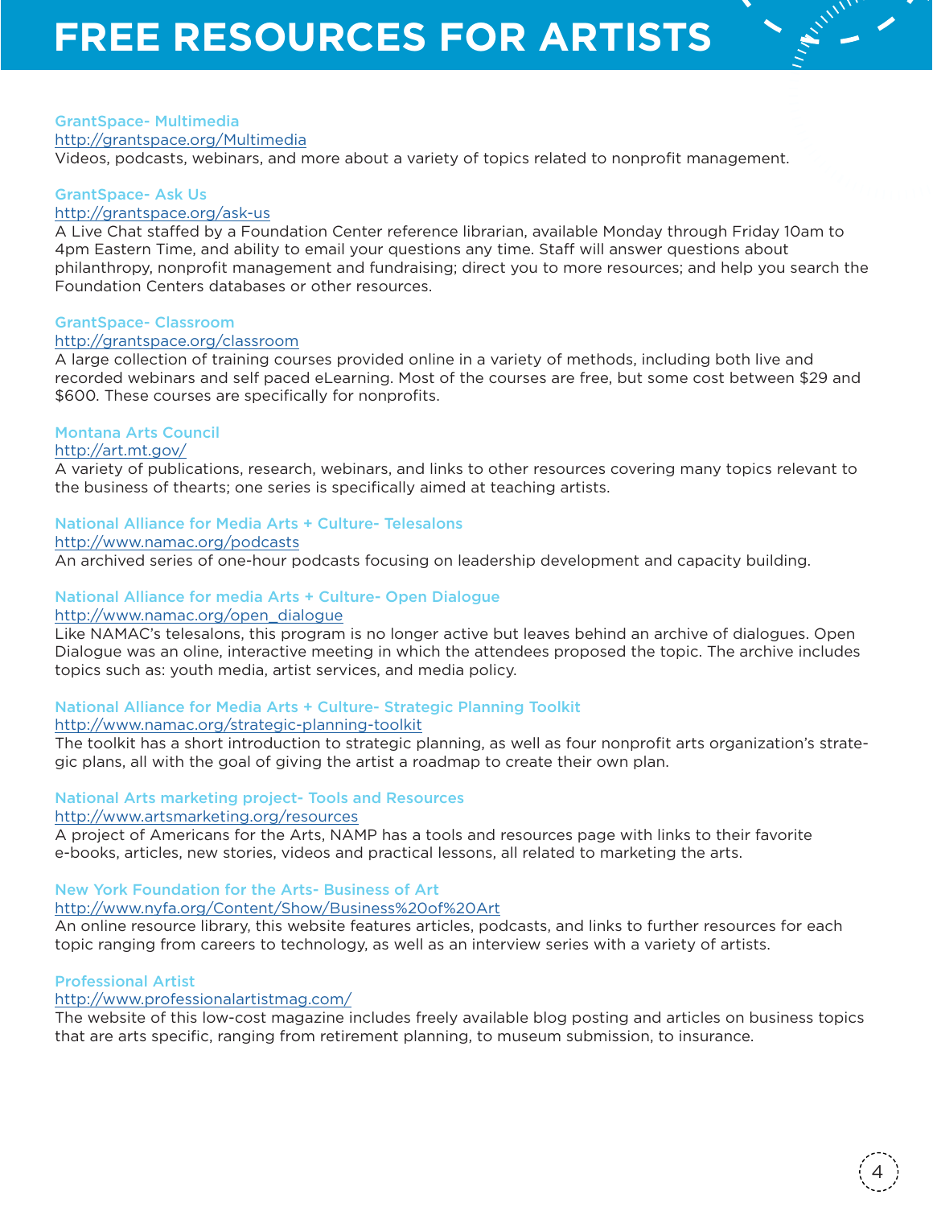# FREE RESOURCES FOR ARTISTS

### GrantSpace- Multimedia

http://grantspace.org/Multimedia

Videos, podcasts, webinars, and more about a variety of topics related to nonprofit management.

### GrantSpace- Ask Us

http://grantspace.org/ask-us

A Live Chat staffed by a Foundation Center reference librarian, available Monday through Friday 10am to 4pm Eastern Time, and ability to email your questions any time. Staff will answer questions about philanthropy, nonprofit management and fundraising; direct you to more resources; and help you search the Foundation Centers databases or other resources.

### GrantSpace- Classroom

http://grantspace.org/classroom

A large collection of training courses provided online in a variety of methods, including both live and recorded webinars and self paced eLearning. Most of the courses are free, but some cost between $29 and $600. These courses are specifically for nonprofits.

### Montana Arts Council

http://art.mt.gov/

A variety of publications, research, webinars, and links to other resources covering many topics relevant to the business of thearts; one series is specifically aimed at teaching artists.

### National Alliance for Media Arts + Culture- Telesalons

http://www.namac.org/podcasts

An archived series of one-hour podcasts focusing on leadership development and capacity building.

### National Alliance for media Arts + Culture- Open Dialogue

http://www.namac.org/open_dialogue

Like NAMAC's telesalons, this program is no longer active but leaves behind an archive of dialogues. Open Dialogue was an oline, interactive meeting in which the attendees proposed the topic. The archive includes topics such as: youth media, artist services, and media policy.

### National Alliance for Media Arts + Culture- Strategic Planning Toolkit

http://www.namac.org/strategic-planning-toolkit

The toolkit has a short introduction to strategic planning, as well as four nonprofit arts organization's strategic plans, all with the goal of giving the artist a roadmap to create their own plan.

### National Arts marketing project- Tools and Resources

http://www.artsmarketing.org/resources

A project of Americans for the Arts, NAMP has a tools and resources page with links to their favorite e-books, articles, new stories, videos and practical lessons, all related to marketing the arts.

### New York Foundation for the Arts- Business of Art

http://www.nyfa.org/Content/Show/Business%20of%20Art

An online resource library, this website features articles, podcasts, and links to further resources for each topic ranging from careers to technology, as well as an interview series with a variety of artists.

### Professional Artist

http://www.professionalartistmag.com/

The website of this low-cost magazine includes freely available blog posting and articles on business topics that are arts specific, ranging from retirement planning, to museum submission, to insurance.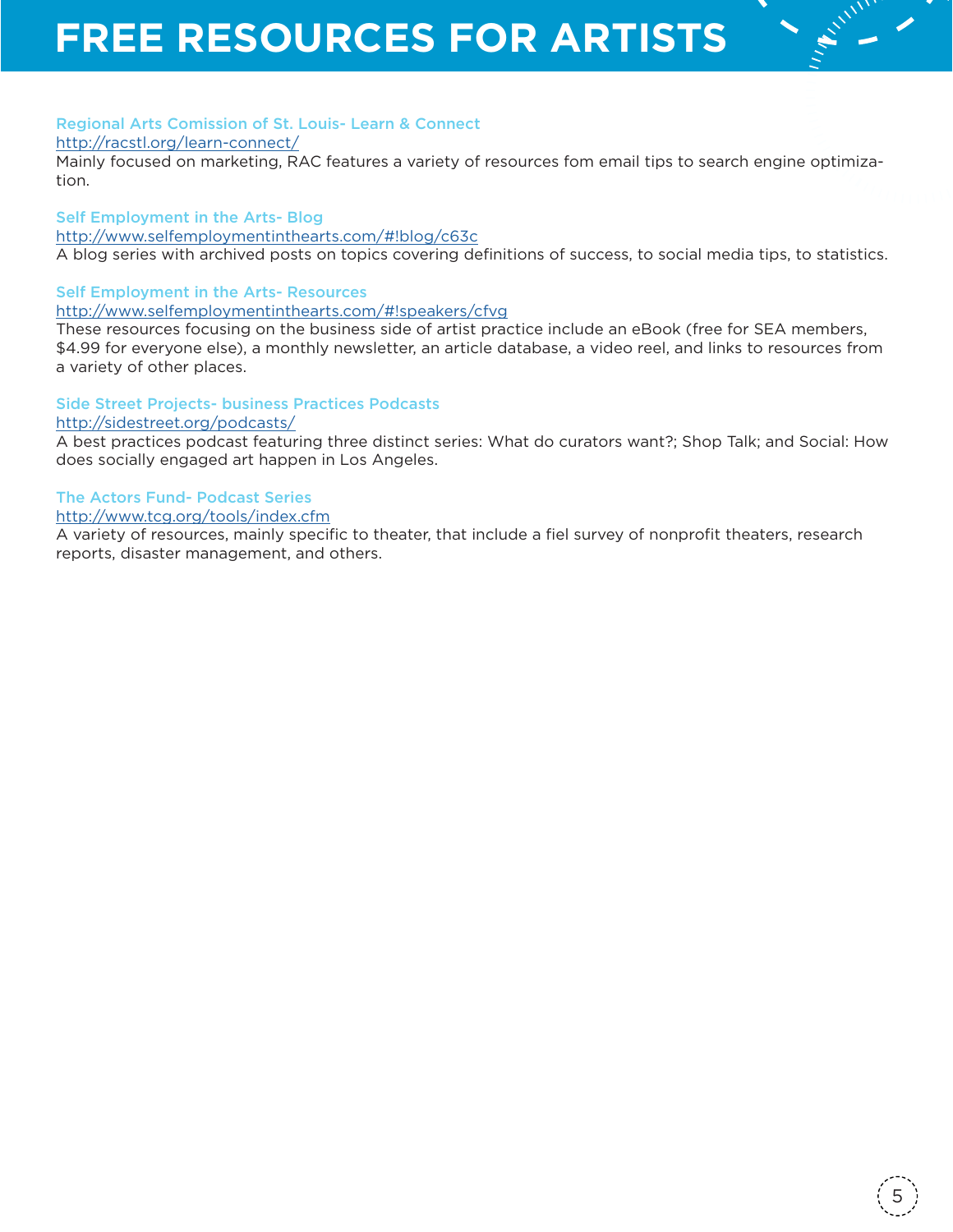# FREE RESOURCES FOR ARTISTS

### Regional Arts Comission of St. Louis- Learn & Connect

http://racstl.org/learn-connect/

Mainly focused on marketing, RAC features a variety of resources fom email tips to search engine optimization.

### Self Employment in the Arts- Blog

http://www.selfemploymentinthearts.com/#!blog/c63c

A blog series with archived posts on topics covering definitions of success, to social media tips, to statistics.

### Self Employment in the Arts- Resources

http://www.selfemploymentinthearts.com/#!speakers/cfvg

These resources focusing on the business side of artist practice include an eBook (free for SEA members, $4.99 for everyone else), a monthly newsletter, an article database, a video reel, and links to resources from a variety of other places.

### Side Street Projects- business Practices Podcasts

http://sidestreet.org/podcasts/

A best practices podcast featuring three distinct series: What do curators want?; Shop Talk; and Social: How does socially engaged art happen in Los Angeles.

### The Actors Fund- Podcast Series

http://www.tcg.org/tools/index.cfm

A variety of resources, mainly specific to theater, that include a fiel survey of nonprofit theaters, research reports, disaster management, and others.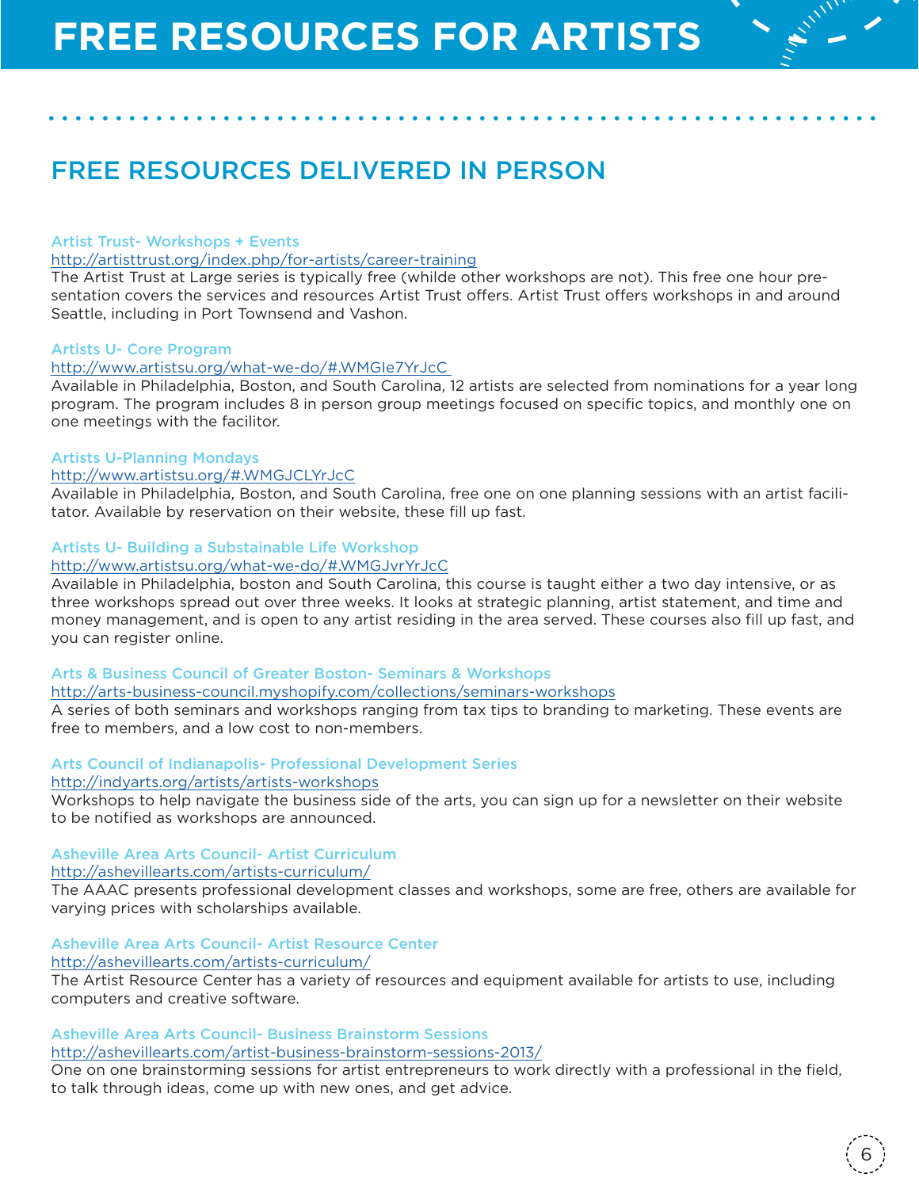# FREE RESOURCES FOR ARTISTS

## FREE RESOURCES DELIVERED IN PERSON

### Artist Trust- Workshops + Events

http://artisttrust.org/index.php/for-artists/career-training

The Artist Trust at Large series is typically free (whilde other workshops are not). This free one hour presentation covers the services and resources Artist Trust offers. Artist Trust offers workshops in and around Seattle, including in Port Townsend and Vashon.

### Artists U- Core Program

http://www.artistsu.org/what-we-do/#.WMGIe7YrJcC

Available in Philadelphia, Boston, and South Carolina, 12 artists are selected from nominations for a year long program. The program includes 8 in person group meetings focused on specific topics, and monthly one on one meetings with the facilitor.

### Artists U-Planning Mondays

http://www.artistsu.org/#.WMGJCLYrJcC

Available in Philadelphia, Boston, and South Carolina, free one on one planning sessions with an artist facilitator. Available by reservation on their website, these fill up fast.

### Artists U- Building a Substainable Life Workshop

http://www.artistsu.org/what-we-do/#.WMGJvrYrJcC

Available in Philadelphia, boston and South Carolina, this course is taught either a two day intensive, or as three workshops spread out over three weeks. It looks at strategic planning, artist statement, and time and money management, and is open to any artist residing in the area served. These courses also fill up fast, and you can register online.

### Arts & Business Council of Greater Boston- Seminars & Workshops

http://arts-business-council.myshopify.com/collections/seminars-workshops

A series of both seminars and workshops ranging from tax tips to branding to marketing. These events are free to members, and a low cost to non-members.

### Arts Council of Indianapolis- Professional Development Series

http://indyarts.org/artists/artists-workshops

Workshops to help navigate the business side of the arts, you can sign up for a newsletter on their website to be notified as workshops are announced.

### Asheville Area Arts Council- Artist Curriculum

http://ashevillearts.com/artists-curriculum/

The AAAC presents professional development classes and workshops, some are free, others are available for varying prices with scholarships available.

### Asheville Area Arts Council- Artist Resource Center

http://ashevillearts.com/artists-curriculum/

The Artist Resource Center has a variety of resources and equipment available for artists to use, including computers and creative software.

### Asheville Area Arts Council- Business Brainstorm Sessions

http://ashevillearts.com/artist-business-brainstorm-sessions-2013/

One on one brainstorming sessions for artist entrepreneurs to work directly with a professional in the field, to talk through ideas, come up with new ones, and get advice.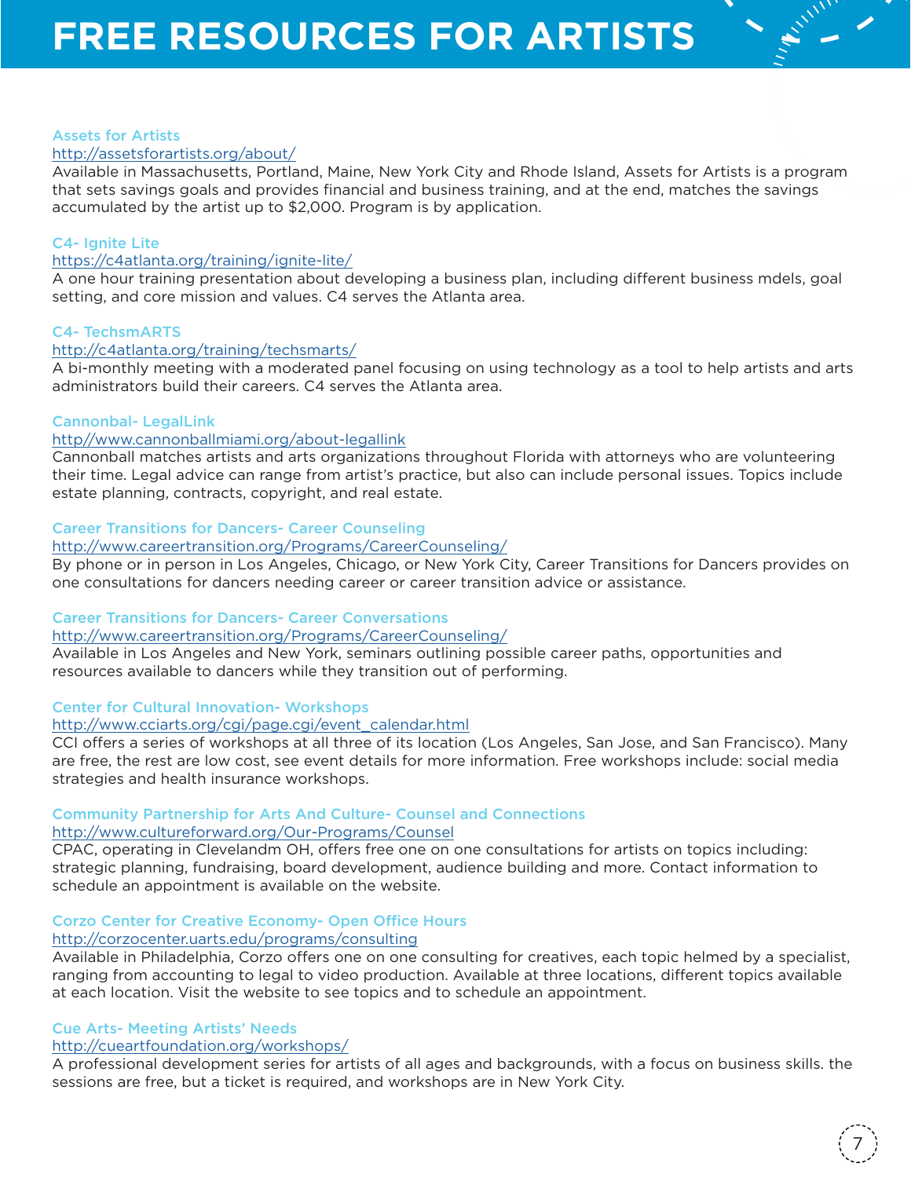# FREE RESOURCES FOR ARTISTS

### Assets for Artists

http://assetsforartists.org/about/

Available in Massachusetts, Portland, Maine, New York City and Rhode Island, Assets for Artists is a program that sets savings goals and provides financial and business training, and at the end, matches the savings accumulated by the artist up to $2,000. Program is by application.

### C4- Ignite Lite

https://c4atlanta.org/training/ignite-lite/

A one hour training presentation about developing a business plan, including different business mdels, goal setting, and core mission and values. C4 serves the Atlanta area.

### C4- TechsmARTS

http://c4atlanta.org/training/techsmarts/

A bi-monthly meeting with a moderated panel focusing on using technology as a tool to help artists and arts administrators build their careers. C4 serves the Atlanta area.

### Cannonbal- LegalLink

http//www.cannonballmiami.org/about-legallink

Cannonball matches artists and arts organizations throughout Florida with attorneys who are volunteering their time. Legal advice can range from artist's practice, but also can include personal issues. Topics include estate planning, contracts, copyright, and real estate.

### Career Transitions for Dancers- Career Counseling

http://www.careertransition.org/Programs/CareerCounseling/

By phone or in person in Los Angeles, Chicago, or New York City, Career Transitions for Dancers provides on one consultations for dancers needing career or career transition advice or assistance.

### Career Transitions for Dancers- Career Conversations

http://www.careertransition.org/Programs/CareerCounseling/

Available in Los Angeles and New York, seminars outlining possible career paths, opportunities and resources available to dancers while they transition out of performing.

### Center for Cultural Innovation- Workshops

http://www.cciarts.org/cgi/page.cgi/event_calendar.html

CCI offers a series of workshops at all three of its location (Los Angeles, San Jose, and San Francisco). Many are free, the rest are low cost, see event details for more information. Free workshops include: social media strategies and health insurance workshops.

### Community Partnership for Arts And Culture- Counsel and Connections

http://www.cultureforward.org/Our-Programs/Counsel

CPAC, operating in Clevelandm OH, offers free one on one consultations for artists on topics including: strategic planning, fundraising, board development, audience building and more. Contact information to schedule an appointment is available on the website.

### Corzo Center for Creative Economy- Open Office Hours

http://corzocenter.uarts.edu/programs/consulting

Available in Philadelphia, Corzo offers one on one consulting for creatives, each topic helmed by a specialist, ranging from accounting to legal to video production. Available at three locations, different topics available at each location. Visit the website to see topics and to schedule an appointment.

### Cue Arts- Meeting Artists' Needs

http://cueartfoundation.org/workshops/

A professional development series for artists of all ages and backgrounds, with a focus on business skills. the sessions are free, but a ticket is required, and workshops are in New York City.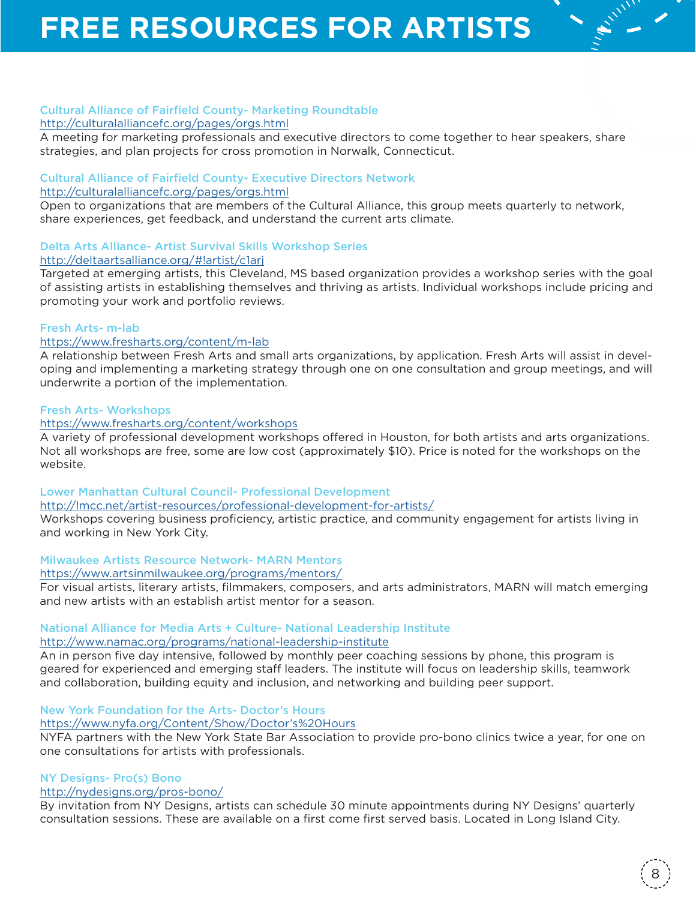# FREE RESOURCES FOR ARTISTS

### Cultural Alliance of Fairfield County- Marketing Roundtable

http://culturalalliancefc.org/pages/orgs.html

A meeting for marketing professionals and executive directors to come together to hear speakers, share strategies, and plan projects for cross promotion in Norwalk, Connecticut.

### Cultural Alliance of Fairfield County- Executive Directors Network

http://culturalalliancefc.org/pages/orgs.html

Open to organizations that are members of the Cultural Alliance, this group meets quarterly to network, share experiences, get feedback, and understand the current arts climate.

### Delta Arts Alliance- Artist Survival Skills Workshop Series

http://deltaartsalliance.org/#!artist/c1arj

Targeted at emerging artists, this Cleveland, MS based organization provides a workshop series with the goal of assisting artists in establishing themselves and thriving as artists. Individual workshops include pricing and promoting your work and portfolio reviews.

### Fresh Arts- m-lab

https://www.fresharts.org/content/m-lab

A relationship between Fresh Arts and small arts organizations, by application. Fresh Arts will assist in developing and implementing a marketing strategy through one on one consultation and group meetings, and will underwrite a portion of the implementation.

### Fresh Arts- Workshops

https://www.fresharts.org/content/workshops

A variety of professional development workshops offered in Houston, for both artists and arts organizations. Not all workshops are free, some are low cost (approximately $10). Price is noted for the workshops on the website.

### Lower Manhattan Cultural Council- Professional Development

http://lmcc.net/artist-resources/professional-development-for-artists/

Workshops covering business proficiency, artistic practice, and community engagement for artists living in and working in New York City.

### Milwaukee Artists Resource Network- MARN Mentors

https://www.artsinmilwaukee.org/programs/mentors/

For visual artists, literary artists, filmmakers, composers, and arts administrators, MARN will match emerging and new artists with an establish artist mentor for a season.

### National Alliance for Media Arts + Culture- National Leadership Institute

http://www.namac.org/programs/national-leadership-institute

An in person five day intensive, followed by monthly peer coaching sessions by phone, this program is geared for experienced and emerging staff leaders. The institute will focus on leadership skills, teamwork and collaboration, building equity and inclusion, and networking and building peer support.

### New York Foundation for the Arts- Doctor's Hours

https://www.nyfa.org/Content/Show/Doctor's%20Hours

NYFA partners with the New York State Bar Association to provide pro-bono clinics twice a year, for one on one consultations for artists with professionals.

### NY Designs- Pro(s) Bono

http://nydesigns.org/pros-bono/

By invitation from NY Designs, artists can schedule 30 minute appointments during NY Designs' quarterly consultation sessions. These are available on a first come first served basis. Located in Long Island City.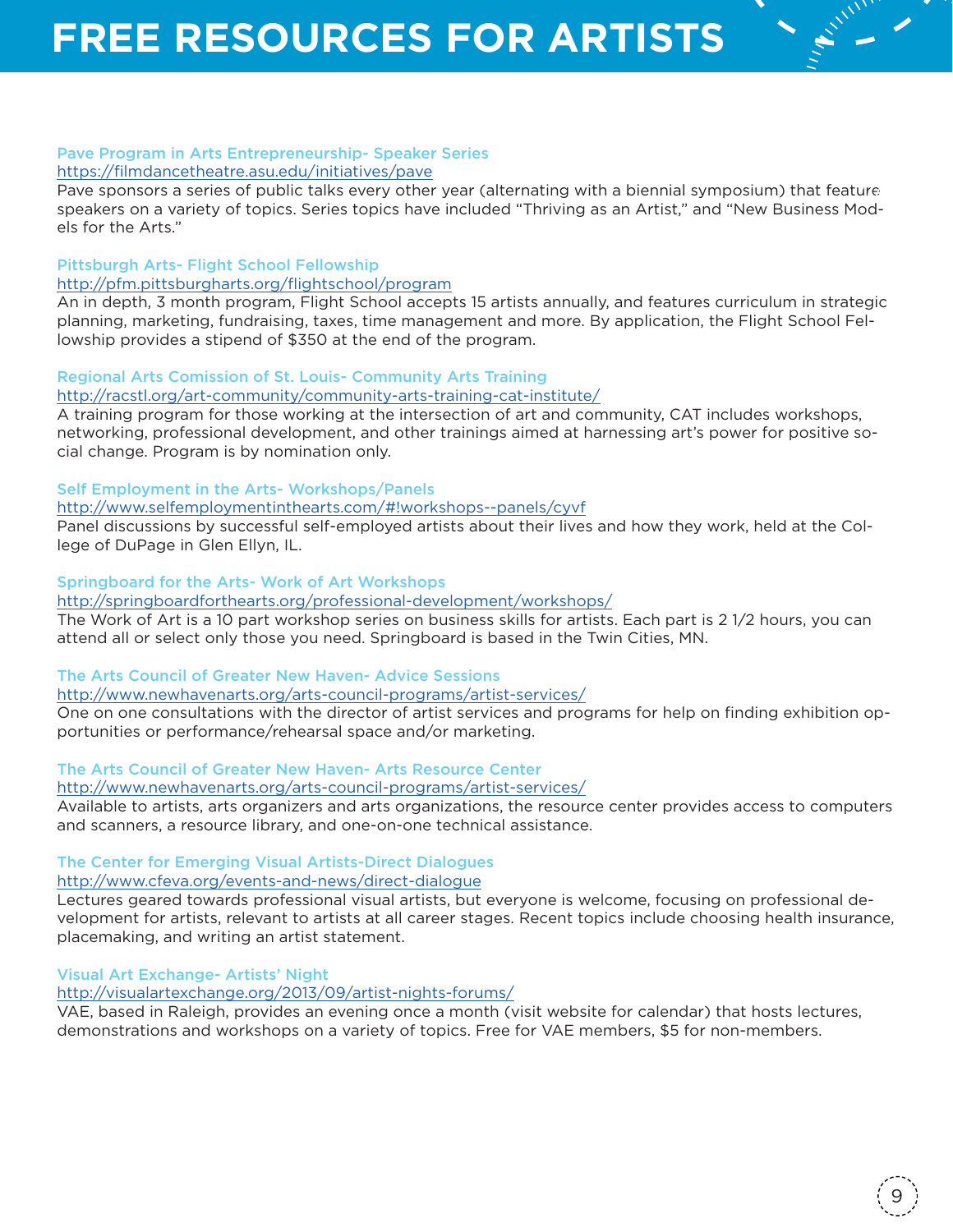# FREE RESOURCES FOR ARTISTS

### Pave Program in Arts Entrepreneurship- Speaker Series

https://filmdancetheatre.asu.edu/initiatives/pave

Pave sponsors a series of public talks every other year (alternating with a biennial symposium) that features speakers on a variety of topics. Series topics have included "Thriving as an Artist," and "New Business Models for the Arts."

### Pittsburgh Arts- Flight School Fellowship

http://pfm.pittsburgharts.org/flightschool/program

An in depth, 3 month program, Flight School accepts 15 artists annually, and features curriculum in strategic planning, marketing, fundraising, taxes, time management and more. By application, the Flight School Fellowship provides a stipend of $350 at the end of the program.

### Regional Arts Comission of St. Louis- Community Arts Training

http://racstl.org/art-community/community-arts-training-cat-institute/

A training program for those working at the intersection of art and community, CAT includes workshops, networking, professional development, and other trainings aimed at harnessing art's power for positive social change. Program is by nomination only.

### Self Employment in the Arts- Workshops/Panels

http://www.selfemploymentinthearts.com/#!workshops--panels/cyvf

Panel discussions by successful self-employed artists about their lives and how they work, held at the College of DuPage in Glen Ellyn, IL.

### Springboard for the Arts- Work of Art Workshops

http://springboardforthearts.org/professional-development/workshops/

The Work of Art is a 10 part workshop series on business skills for artists. Each part is 2 1/2 hours, you can attend all or select only those you need. Springboard is based in the Twin Cities, MN.

### The Arts Council of Greater New Haven- Advice Sessions

http://www.newhavenarts.org/arts-council-programs/artist-services/

One on one consultations with the director of artist services and programs for help on finding exhibition opportunities or performance/rehearsal space and/or marketing.

### The Arts Council of Greater New Haven- Arts Resource Center

http://www.newhavenarts.org/arts-council-programs/artist-services/

Available to artists, arts organizers and arts organizations, the resource center provides access to computers and scanners, a resource library, and one-on-one technical assistance.

### The Center for Emerging Visual Artists-Direct Dialogues

http://www.cfeva.org/events-and-news/direct-dialogue

Lectures geared towards professional visual artists, but everyone is welcome, focusing on professional development for artists, relevant to artists at all career stages. Recent topics include choosing health insurance, placemaking, and writing an artist statement.

### Visual Art Exchange- Artists' Night

http://visualartexchange.org/2013/09/artist-nights-forums/

VAE, based in Raleigh, provides an evening once a month (visit website for calendar) that hosts lectures, demonstrations and workshops on a variety of topics. Free for VAE members, $5 for non-members.